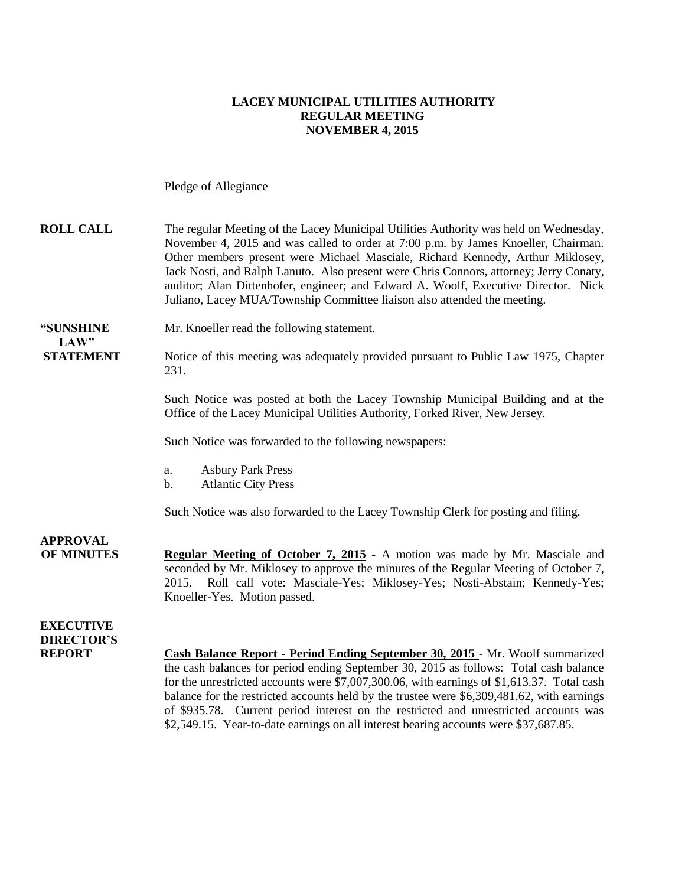# LACEY MUNICIPAL UTILITIES AUTHORITY
## REGULAR MEETING
## NOVEMBER 4, 2015

Pledge of Allegiance

**ROLL CALL**

The regular Meeting of the Lacey Municipal Utilities Authority was held on Wednesday, November 4, 2015 and was called to order at 7:00 p.m. by James Knoeller, Chairman. Other members present were Michael Masciale, Richard Kennedy, Arthur Miklosey, Jack Nosti, and Ralph Lanuto. Also present were Chris Connors, attorney; Jerry Conaty, auditor; Alan Dittenhofer, engineer; and Edward A. Woolf, Executive Director. Nick Juliano, Lacey MUA/Township Committee liaison also attended the meeting.

**"SUNSHINE LAW" STATEMENT**

Mr. Knoeller read the following statement.

Notice of this meeting was adequately provided pursuant to Public Law 1975, Chapter 231.

Such Notice was posted at both the Lacey Township Municipal Building and at the Office of the Lacey Municipal Utilities Authority, Forked River, New Jersey.

Such Notice was forwarded to the following newspapers:

a. Asbury Park Press
b. Atlantic City Press

Such Notice was also forwarded to the Lacey Township Clerk for posting and filing.

**APPROVAL OF MINUTES**

**Regular Meeting of October 7, 2015** - A motion was made by Mr. Masciale and seconded by Mr. Miklosey to approve the minutes of the Regular Meeting of October 7, 2015. Roll call vote: Masciale-Yes; Miklosey-Yes; Nosti-Abstain; Kennedy-Yes; Knoeller-Yes. Motion passed.

**EXECUTIVE DIRECTOR'S REPORT**

**Cash Balance Report - Period Ending September 30, 2015** - Mr. Woolf summarized the cash balances for period ending September 30, 2015 as follows: Total cash balance for the unrestricted accounts were $7,007,300.06, with earnings of $1,613.37. Total cash balance for the restricted accounts held by the trustee were $6,309,481.62, with earnings of $935.78. Current period interest on the restricted and unrestricted accounts was $2,549.15. Year-to-date earnings on all interest bearing accounts were $37,687.85.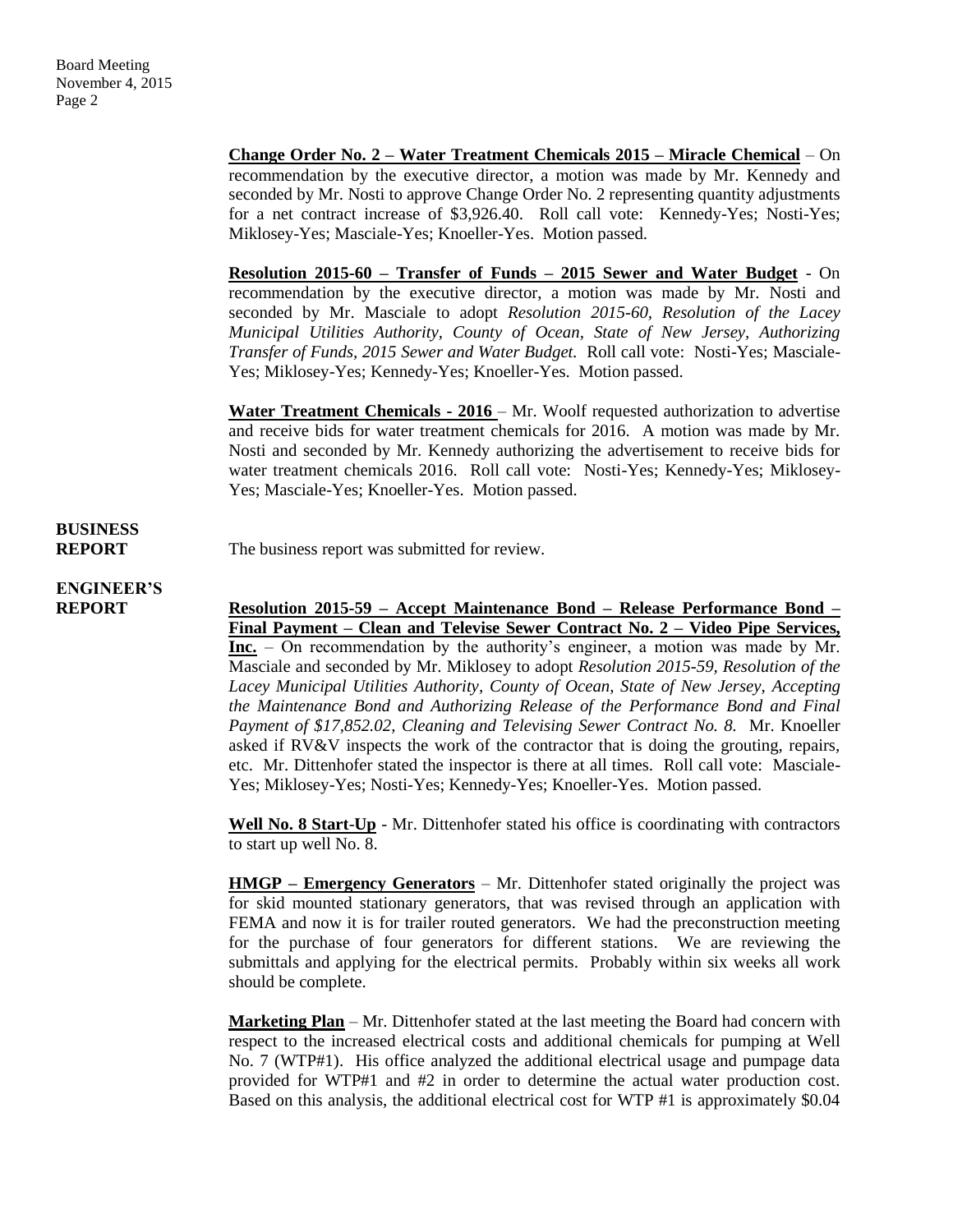**Change Order No. 2 – Water Treatment Chemicals 2015 – Miracle Chemical** – On recommendation by the executive director, a motion was made by Mr. Kennedy and seconded by Mr. Nosti to approve Change Order No. 2 representing quantity adjustments for a net contract increase of $3,926.40. Roll call vote: Kennedy-Yes; Nosti-Yes; Miklosey-Yes; Masciale-Yes; Knoeller-Yes. Motion passed.

**Resolution 2015-60 – Transfer of Funds – 2015 Sewer and Water Budget** - On recommendation by the executive director, a motion was made by Mr. Nosti and seconded by Mr. Masciale to adopt *Resolution 2015-60, Resolution of the Lacey Municipal Utilities Authority, County of Ocean, State of New Jersey, Authorizing Transfer of Funds, 2015 Sewer and Water Budget.* Roll call vote: Nosti-Yes; Masciale-Yes; Miklosey-Yes; Kennedy-Yes; Knoeller-Yes. Motion passed.

**Water Treatment Chemicals - 2016** – Mr. Woolf requested authorization to advertise and receive bids for water treatment chemicals for 2016. A motion was made by Mr. Nosti and seconded by Mr. Kennedy authorizing the advertisement to receive bids for water treatment chemicals 2016. Roll call vote: Nosti-Yes; Kennedy-Yes; Miklosey-Yes; Masciale-Yes; Knoeller-Yes. Motion passed.

**BUSINESS REPORT**

The business report was submitted for review.

**ENGINEER'S REPORT**

**Resolution 2015-59 – Accept Maintenance Bond – Release Performance Bond – Final Payment – Clean and Televise Sewer Contract No. 2 – Video Pipe Services, Inc.** – On recommendation by the authority's engineer, a motion was made by Mr. Masciale and seconded by Mr. Miklosey to adopt *Resolution 2015-59, Resolution of the Lacey Municipal Utilities Authority, County of Ocean, State of New Jersey, Accepting the Maintenance Bond and Authorizing Release of the Performance Bond and Final Payment of $17,852.02, Cleaning and Televising Sewer Contract No. 8.* Mr. Knoeller asked if RV&V inspects the work of the contractor that is doing the grouting, repairs, etc. Mr. Dittenhofer stated the inspector is there at all times. Roll call vote: Masciale-Yes; Miklosey-Yes; Nosti-Yes; Kennedy-Yes; Knoeller-Yes. Motion passed.

**Well No. 8 Start-Up** - Mr. Dittenhofer stated his office is coordinating with contractors to start up well No. 8.

**HMGP – Emergency Generators** – Mr. Dittenhofer stated originally the project was for skid mounted stationary generators, that was revised through an application with FEMA and now it is for trailer routed generators. We had the preconstruction meeting for the purchase of four generators for different stations. We are reviewing the submittals and applying for the electrical permits. Probably within six weeks all work should be complete.

**Marketing Plan** – Mr. Dittenhofer stated at the last meeting the Board had concern with respect to the increased electrical costs and additional chemicals for pumping at Well No. 7 (WTP#1). His office analyzed the additional electrical usage and pumpage data provided for WTP#1 and #2 in order to determine the actual water production cost. Based on this analysis, the additional electrical cost for WTP #1 is approximately $0.04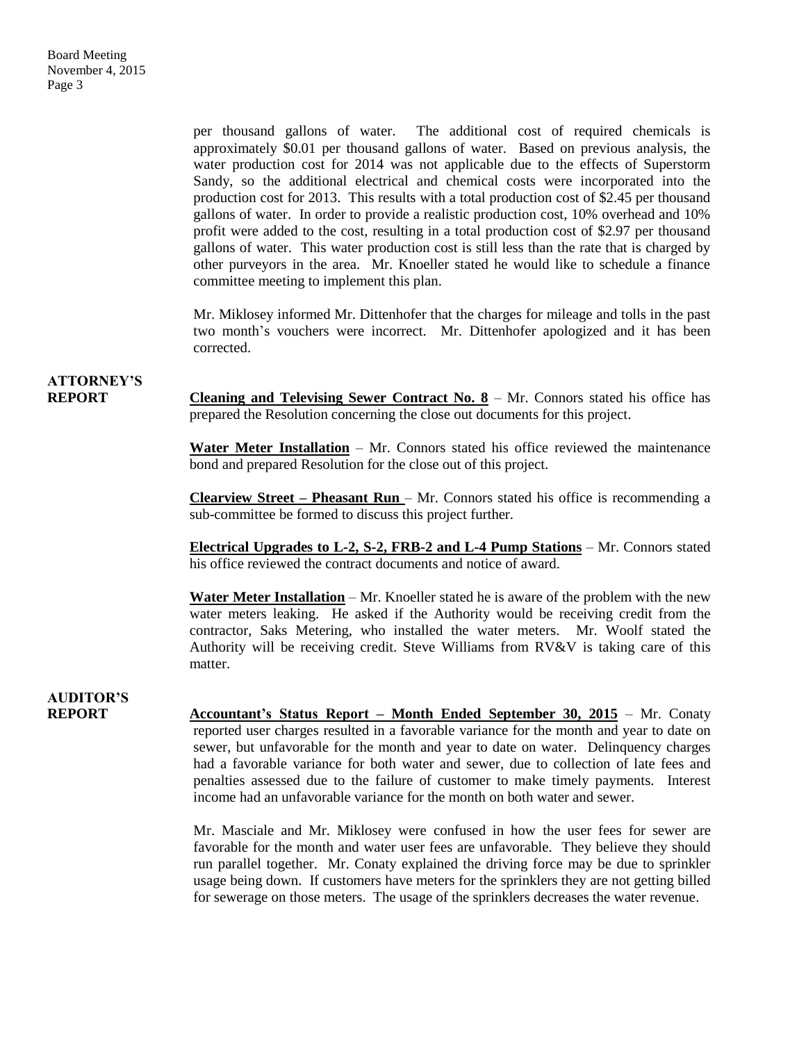per thousand gallons of water. The additional cost of required chemicals is approximately $0.01 per thousand gallons of water. Based on previous analysis, the water production cost for 2014 was not applicable due to the effects of Superstorm Sandy, so the additional electrical and chemical costs were incorporated into the production cost for 2013. This results with a total production cost of $2.45 per thousand gallons of water. In order to provide a realistic production cost, 10% overhead and 10% profit were added to the cost, resulting in a total production cost of $2.97 per thousand gallons of water. This water production cost is still less than the rate that is charged by other purveyors in the area. Mr. Knoeller stated he would like to schedule a finance committee meeting to implement this plan.

Mr. Miklosey informed Mr. Dittenhofer that the charges for mileage and tolls in the past two month's vouchers were incorrect. Mr. Dittenhofer apologized and it has been corrected.

**ATTORNEY'S REPORT**

**Cleaning and Televising Sewer Contract No. 8** – Mr. Connors stated his office has prepared the Resolution concerning the close out documents for this project.

**Water Meter Installation** – Mr. Connors stated his office reviewed the maintenance bond and prepared Resolution for the close out of this project.

**Clearview Street – Pheasant Run** – Mr. Connors stated his office is recommending a sub-committee be formed to discuss this project further.

**Electrical Upgrades to L-2, S-2, FRB-2 and L-4 Pump Stations** – Mr. Connors stated his office reviewed the contract documents and notice of award.

**Water Meter Installation** – Mr. Knoeller stated he is aware of the problem with the new water meters leaking. He asked if the Authority would be receiving credit from the contractor, Saks Metering, who installed the water meters. Mr. Woolf stated the Authority will be receiving credit. Steve Williams from RV&V is taking care of this matter.

**AUDITOR'S REPORT**

**Accountant's Status Report – Month Ended September 30, 2015** – Mr. Conaty reported user charges resulted in a favorable variance for the month and year to date on sewer, but unfavorable for the month and year to date on water. Delinquency charges had a favorable variance for both water and sewer, due to collection of late fees and penalties assessed due to the failure of customer to make timely payments. Interest income had an unfavorable variance for the month on both water and sewer.

Mr. Masciale and Mr. Miklosey were confused in how the user fees for sewer are favorable for the month and water user fees are unfavorable. They believe they should run parallel together. Mr. Conaty explained the driving force may be due to sprinkler usage being down. If customers have meters for the sprinklers they are not getting billed for sewerage on those meters. The usage of the sprinklers decreases the water revenue.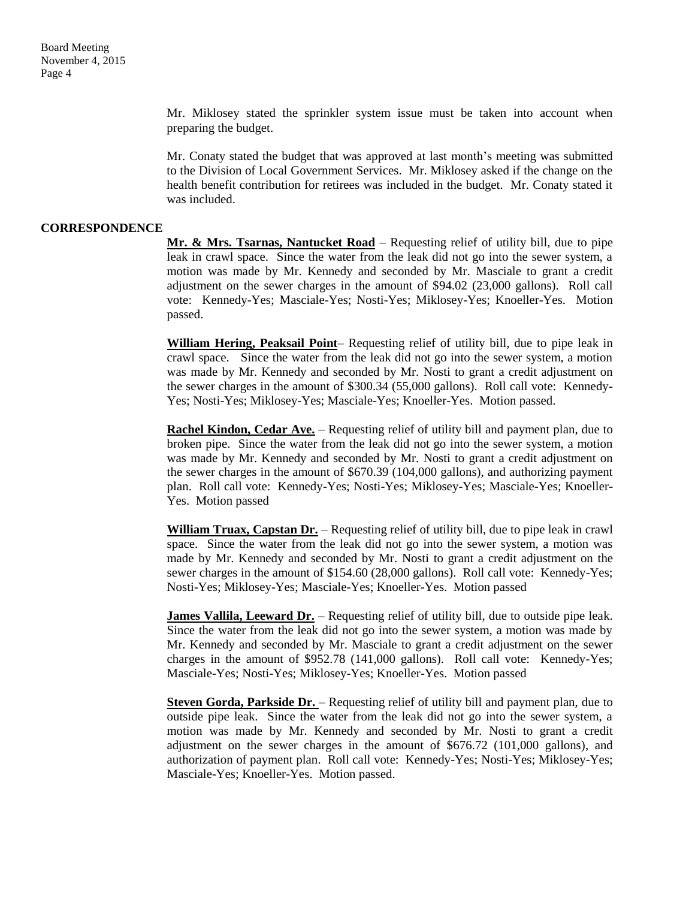Mr. Miklosey stated the sprinkler system issue must be taken into account when preparing the budget.

Mr. Conaty stated the budget that was approved at last month's meeting was submitted to the Division of Local Government Services. Mr. Miklosey asked if the change on the health benefit contribution for retirees was included in the budget. Mr. Conaty stated it was included.

**CORRESPONDENCE**

**Mr. & Mrs. Tsarnas, Nantucket Road** – Requesting relief of utility bill, due to pipe leak in crawl space. Since the water from the leak did not go into the sewer system, a motion was made by Mr. Kennedy and seconded by Mr. Masciale to grant a credit adjustment on the sewer charges in the amount of $94.02 (23,000 gallons). Roll call vote: Kennedy-Yes; Masciale-Yes; Nosti-Yes; Miklosey-Yes; Knoeller-Yes. Motion passed.

**William Hering, Peaksail Point**– Requesting relief of utility bill, due to pipe leak in crawl space. Since the water from the leak did not go into the sewer system, a motion was made by Mr. Kennedy and seconded by Mr. Nosti to grant a credit adjustment on the sewer charges in the amount of $300.34 (55,000 gallons). Roll call vote: Kennedy-Yes; Nosti-Yes; Miklosey-Yes; Masciale-Yes; Knoeller-Yes. Motion passed.

**Rachel Kindon, Cedar Ave.** – Requesting relief of utility bill and payment plan, due to broken pipe. Since the water from the leak did not go into the sewer system, a motion was made by Mr. Kennedy and seconded by Mr. Nosti to grant a credit adjustment on the sewer charges in the amount of $670.39 (104,000 gallons), and authorizing payment plan. Roll call vote: Kennedy-Yes; Nosti-Yes; Miklosey-Yes; Masciale-Yes; Knoeller-Yes. Motion passed

**William Truax, Capstan Dr.** – Requesting relief of utility bill, due to pipe leak in crawl space. Since the water from the leak did not go into the sewer system, a motion was made by Mr. Kennedy and seconded by Mr. Nosti to grant a credit adjustment on the sewer charges in the amount of $154.60 (28,000 gallons). Roll call vote: Kennedy-Yes; Nosti-Yes; Miklosey-Yes; Masciale-Yes; Knoeller-Yes. Motion passed

**James Vallila, Leeward Dr.** – Requesting relief of utility bill, due to outside pipe leak. Since the water from the leak did not go into the sewer system, a motion was made by Mr. Kennedy and seconded by Mr. Masciale to grant a credit adjustment on the sewer charges in the amount of $952.78 (141,000 gallons). Roll call vote: Kennedy-Yes; Masciale-Yes; Nosti-Yes; Miklosey-Yes; Knoeller-Yes. Motion passed

**Steven Gorda, Parkside Dr.** – Requesting relief of utility bill and payment plan, due to outside pipe leak. Since the water from the leak did not go into the sewer system, a motion was made by Mr. Kennedy and seconded by Mr. Nosti to grant a credit adjustment on the sewer charges in the amount of $676.72 (101,000 gallons), and authorization of payment plan. Roll call vote: Kennedy-Yes; Nosti-Yes; Miklosey-Yes; Masciale-Yes; Knoeller-Yes. Motion passed.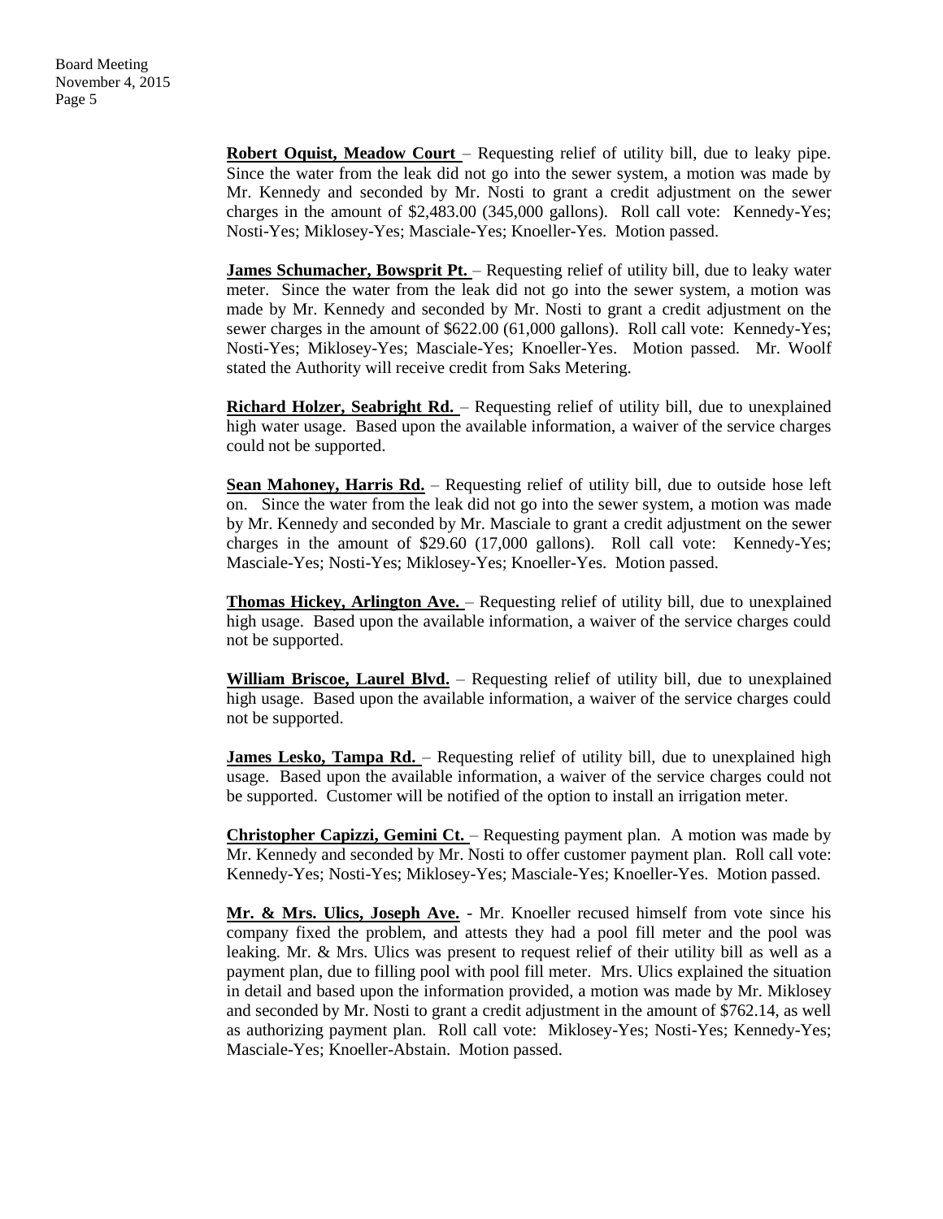**Robert Oquist, Meadow Court** – Requesting relief of utility bill, due to leaky pipe. Since the water from the leak did not go into the sewer system, a motion was made by Mr. Kennedy and seconded by Mr. Nosti to grant a credit adjustment on the sewer charges in the amount of $2,483.00 (345,000 gallons). Roll call vote: Kennedy-Yes; Nosti-Yes; Miklosey-Yes; Masciale-Yes; Knoeller-Yes. Motion passed.

**James Schumacher, Bowsprit Pt.** – Requesting relief of utility bill, due to leaky water meter. Since the water from the leak did not go into the sewer system, a motion was made by Mr. Kennedy and seconded by Mr. Nosti to grant a credit adjustment on the sewer charges in the amount of $622.00 (61,000 gallons). Roll call vote: Kennedy-Yes; Nosti-Yes; Miklosey-Yes; Masciale-Yes; Knoeller-Yes. Motion passed. Mr. Woolf stated the Authority will receive credit from Saks Metering.

**Richard Holzer, Seabright Rd.** – Requesting relief of utility bill, due to unexplained high water usage. Based upon the available information, a waiver of the service charges could not be supported.

**Sean Mahoney, Harris Rd.** – Requesting relief of utility bill, due to outside hose left on. Since the water from the leak did not go into the sewer system, a motion was made by Mr. Kennedy and seconded by Mr. Masciale to grant a credit adjustment on the sewer charges in the amount of $29.60 (17,000 gallons). Roll call vote: Kennedy-Yes; Masciale-Yes; Nosti-Yes; Miklosey-Yes; Knoeller-Yes. Motion passed.

**Thomas Hickey, Arlington Ave.** – Requesting relief of utility bill, due to unexplained high usage. Based upon the available information, a waiver of the service charges could not be supported.

**William Briscoe, Laurel Blvd.** – Requesting relief of utility bill, due to unexplained high usage. Based upon the available information, a waiver of the service charges could not be supported.

**James Lesko, Tampa Rd.** – Requesting relief of utility bill, due to unexplained high usage. Based upon the available information, a waiver of the service charges could not be supported. Customer will be notified of the option to install an irrigation meter.

**Christopher Capizzi, Gemini Ct.** – Requesting payment plan. A motion was made by Mr. Kennedy and seconded by Mr. Nosti to offer customer payment plan. Roll call vote: Kennedy-Yes; Nosti-Yes; Miklosey-Yes; Masciale-Yes; Knoeller-Yes. Motion passed.

**Mr. & Mrs. Ulics, Joseph Ave.** - Mr. Knoeller recused himself from vote since his company fixed the problem, and attests they had a pool fill meter and the pool was leaking. Mr. & Mrs. Ulics was present to request relief of their utility bill as well as a payment plan, due to filling pool with pool fill meter. Mrs. Ulics explained the situation in detail and based upon the information provided, a motion was made by Mr. Miklosey and seconded by Mr. Nosti to grant a credit adjustment in the amount of $762.14, as well as authorizing payment plan. Roll call vote: Miklosey-Yes; Nosti-Yes; Kennedy-Yes; Masciale-Yes; Knoeller-Abstain. Motion passed.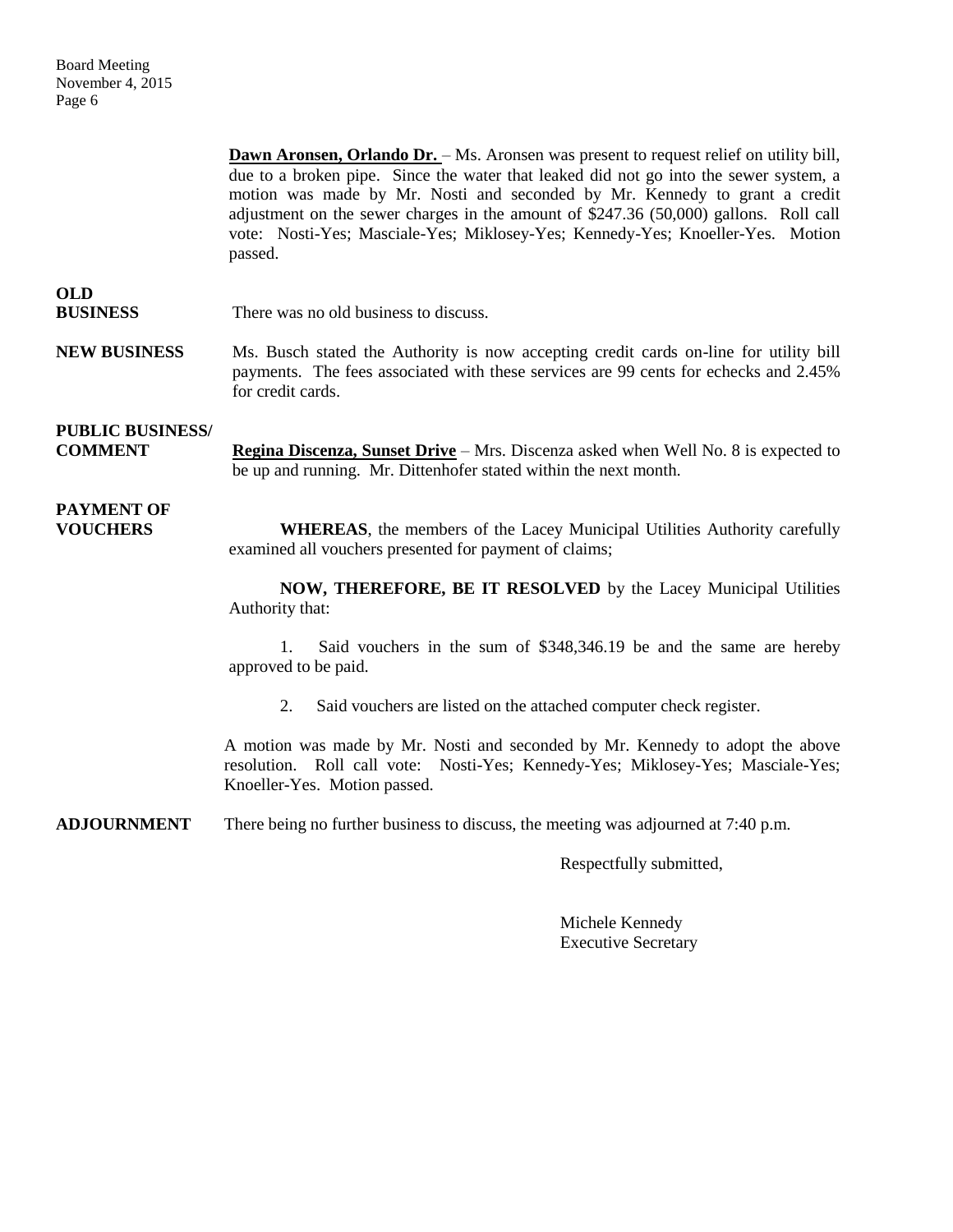**Dawn Aronsen, Orlando Dr.** – Ms. Aronsen was present to request relief on utility bill, due to a broken pipe. Since the water that leaked did not go into the sewer system, a motion was made by Mr. Nosti and seconded by Mr. Kennedy to grant a credit adjustment on the sewer charges in the amount of $247.36 (50,000) gallons. Roll call vote: Nosti-Yes; Masciale-Yes; Miklosey-Yes; Kennedy-Yes; Knoeller-Yes. Motion passed.

**OLD BUSINESS**

There was no old business to discuss.

**NEW BUSINESS**

Ms. Busch stated the Authority is now accepting credit cards on-line for utility bill payments. The fees associated with these services are 99 cents for echecks and 2.45% for credit cards.

**PUBLIC BUSINESS/ COMMENT**

**Regina Discenza, Sunset Drive** – Mrs. Discenza asked when Well No. 8 is expected to be up and running. Mr. Dittenhofer stated within the next month.

**PAYMENT OF VOUCHERS**

**WHEREAS**, the members of the Lacey Municipal Utilities Authority carefully examined all vouchers presented for payment of claims;

**NOW, THEREFORE, BE IT RESOLVED** by the Lacey Municipal Utilities Authority that:

1. Said vouchers in the sum of $348,346.19 be and the same are hereby approved to be paid.

2. Said vouchers are listed on the attached computer check register.

A motion was made by Mr. Nosti and seconded by Mr. Kennedy to adopt the above resolution. Roll call vote: Nosti-Yes; Kennedy-Yes; Miklosey-Yes; Masciale-Yes; Knoeller-Yes. Motion passed.

**ADJOURNMENT**

There being no further business to discuss, the meeting was adjourned at 7:40 p.m.

Respectfully submitted,

Michele Kennedy
Executive Secretary